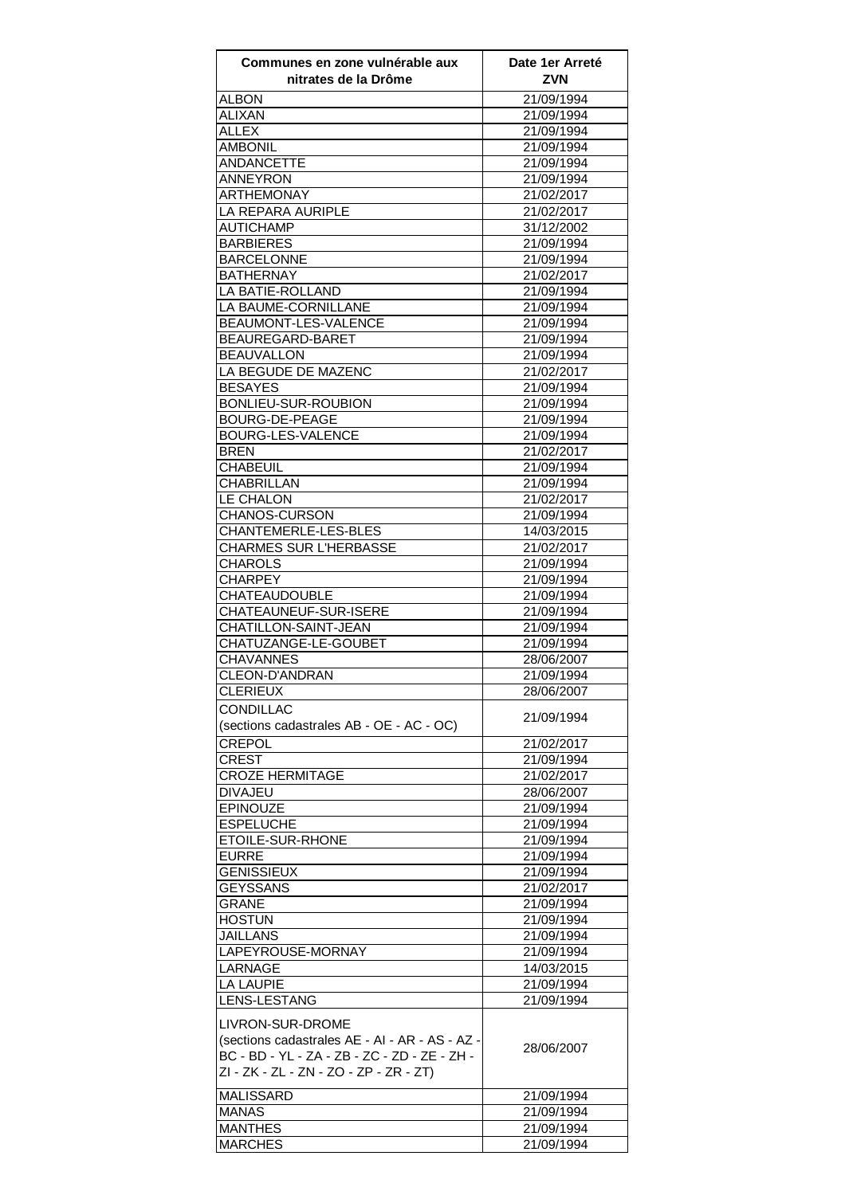| Communes en zone vulnérable aux nitrates de la Drôme | Date 1er Arreté ZVN |
|---|---|
| ALBON | 21/09/1994 |
| ALIXAN | 21/09/1994 |
| ALLEX | 21/09/1994 |
| AMBONIL | 21/09/1994 |
| ANDANCETTE | 21/09/1994 |
| ANNEYRON | 21/09/1994 |
| ARTHEMONAY | 21/02/2017 |
| LA REPARA AURIPLE | 21/02/2017 |
| AUTICHAMP | 31/12/2002 |
| BARBIERES | 21/09/1994 |
| BARCELONNE | 21/09/1994 |
| BATHERNAY | 21/02/2017 |
| LA BATIE-ROLLAND | 21/09/1994 |
| LA BAUME-CORNILLANE | 21/09/1994 |
| BEAUMONT-LES-VALENCE | 21/09/1994 |
| BEAUREGARD-BARET | 21/09/1994 |
| BEAUVALLON | 21/09/1994 |
| LA BEGUDE DE MAZENC | 21/02/2017 |
| BESAYES | 21/09/1994 |
| BONLIEU-SUR-ROUBION | 21/09/1994 |
| BOURG-DE-PEAGE | 21/09/1994 |
| BOURG-LES-VALENCE | 21/09/1994 |
| BREN | 21/02/2017 |
| CHABEUIL | 21/09/1994 |
| CHABRILLAN | 21/09/1994 |
| LE CHALON | 21/02/2017 |
| CHANOS-CURSON | 21/09/1994 |
| CHANTEMERLE-LES-BLES | 14/03/2015 |
| CHARMES SUR L'HERBASSE | 21/02/2017 |
| CHAROLS | 21/09/1994 |
| CHARPEY | 21/09/1994 |
| CHATEAUDOUBLE | 21/09/1994 |
| CHATEAUNEUF-SUR-ISERE | 21/09/1994 |
| CHATILLON-SAINT-JEAN | 21/09/1994 |
| CHATUZANGE-LE-GOUBET | 21/09/1994 |
| CHAVANNES | 28/06/2007 |
| CLEON-D'ANDRAN | 21/09/1994 |
| CLERIEUX | 28/06/2007 |
| CONDILLAC (sections cadastrales AB - OE - AC - OC) | 21/09/1994 |
| CREPOL | 21/02/2017 |
| CREST | 21/09/1994 |
| CROZE HERMITAGE | 21/02/2017 |
| DIVAJEU | 28/06/2007 |
| EPINOUZE | 21/09/1994 |
| ESPELUCHE | 21/09/1994 |
| ETOILE-SUR-RHONE | 21/09/1994 |
| EURRE | 21/09/1994 |
| GENISSIEUX | 21/09/1994 |
| GEYSSANS | 21/02/2017 |
| GRANE | 21/09/1994 |
| HOSTUN | 21/09/1994 |
| JAILLANS | 21/09/1994 |
| LAPEYROUSE-MORNAY | 21/09/1994 |
| LARNAGE | 14/03/2015 |
| LA LAUPIE | 21/09/1994 |
| LENS-LESTANG | 21/09/1994 |
| LIVRON-SUR-DROME (sections cadastrales AE - AI - AR - AS - AZ - BC - BD - YL - ZA - ZB - ZC - ZD - ZE - ZH - ZI - ZK - ZL - ZN - ZO - ZP - ZR - ZT) | 28/06/2007 |
| MALISSARD | 21/09/1994 |
| MANAS | 21/09/1994 |
| MANTHES | 21/09/1994 |
| MARCHES | 21/09/1994 |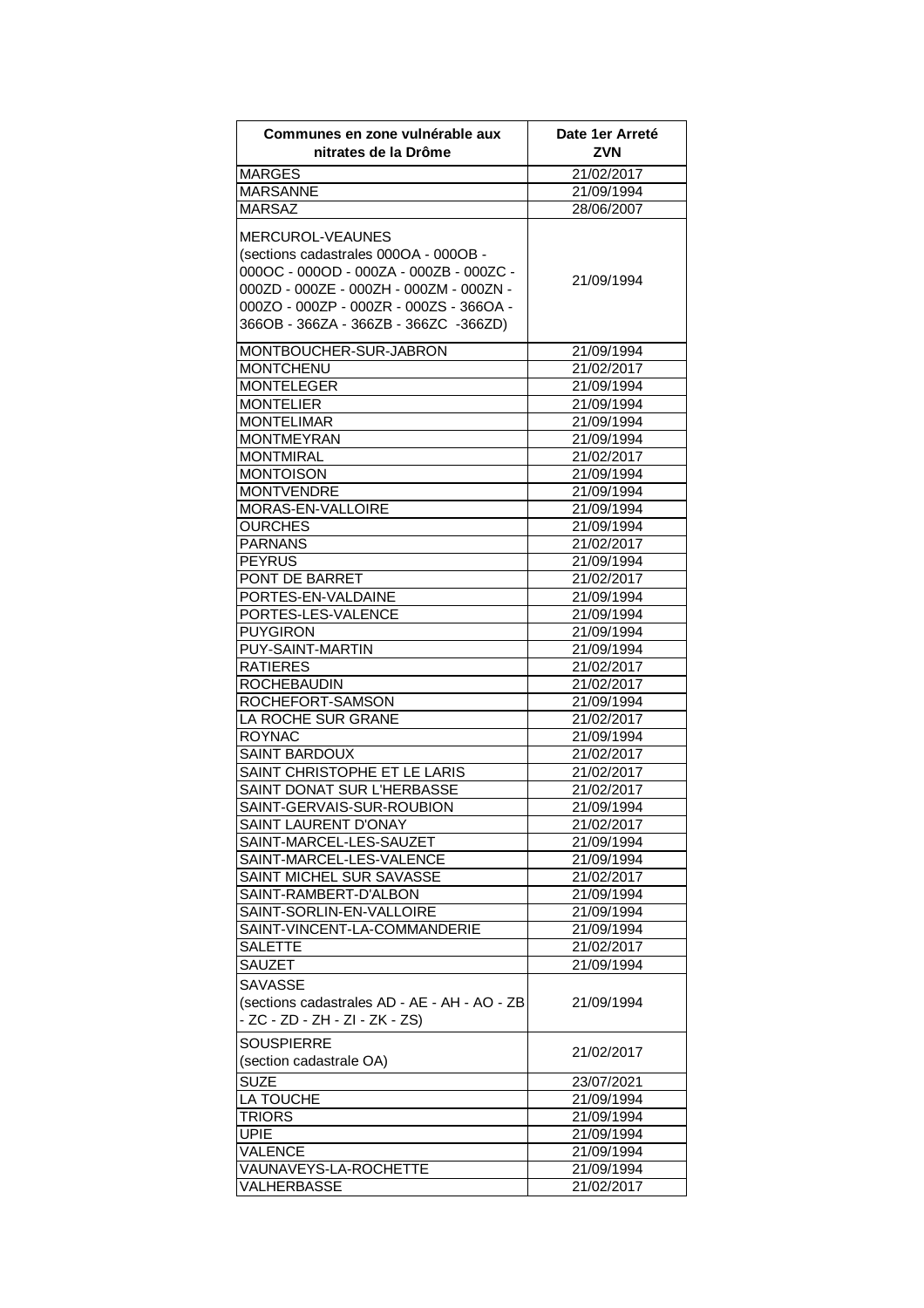| Communes en zone vulnérable aux nitrates de la Drôme | Date 1er Arreté ZVN |
|---|---|
| MARGES | 21/02/2017 |
| MARSANNE | 21/09/1994 |
| MARSAZ | 28/06/2007 |
| MERCUROL-VEAUNES (sections cadastrales 000OA - 000OB - 000OC - 000OD - 000ZA - 000ZB - 000ZC - 000ZD - 000ZE - 000ZH - 000ZM - 000ZN - 000ZO - 000ZP - 000ZR - 000ZS - 366OA - 366OB - 366ZA - 366ZB - 366ZC -366ZD) | 21/09/1994 |
| MONTBOUCHER-SUR-JABRON | 21/09/1994 |
| MONTCHENU | 21/02/2017 |
| MONTELEGER | 21/09/1994 |
| MONTELIER | 21/09/1994 |
| MONTELIMAR | 21/09/1994 |
| MONTMEYRAN | 21/09/1994 |
| MONTMIRAL | 21/02/2017 |
| MONTOISON | 21/09/1994 |
| MONTVENDRE | 21/09/1994 |
| MORAS-EN-VALLOIRE | 21/09/1994 |
| OURCHES | 21/09/1994 |
| PARNANS | 21/02/2017 |
| PEYRUS | 21/09/1994 |
| PONT DE BARRET | 21/02/2017 |
| PORTES-EN-VALDAINE | 21/09/1994 |
| PORTES-LES-VALENCE | 21/09/1994 |
| PUYGIRON | 21/09/1994 |
| PUY-SAINT-MARTIN | 21/09/1994 |
| RATIERES | 21/02/2017 |
| ROCHEBAUDIN | 21/02/2017 |
| ROCHEFORT-SAMSON | 21/09/1994 |
| LA ROCHE SUR GRANE | 21/02/2017 |
| ROYNAC | 21/09/1994 |
| SAINT BARDOUX | 21/02/2017 |
| SAINT CHRISTOPHE ET LE LARIS | 21/02/2017 |
| SAINT DONAT SUR L'HERBASSE | 21/02/2017 |
| SAINT-GERVAIS-SUR-ROUBION | 21/09/1994 |
| SAINT LAURENT D'ONAY | 21/02/2017 |
| SAINT-MARCEL-LES-SAUZET | 21/09/1994 |
| SAINT-MARCEL-LES-VALENCE | 21/09/1994 |
| SAINT MICHEL SUR SAVASSE | 21/02/2017 |
| SAINT-RAMBERT-D'ALBON | 21/09/1994 |
| SAINT-SORLIN-EN-VALLOIRE | 21/09/1994 |
| SAINT-VINCENT-LA-COMMANDERIE | 21/09/1994 |
| SALETTE | 21/02/2017 |
| SAUZET | 21/09/1994 |
| SAVASSE (sections cadastrales AD - AE - AH - AO - ZB - ZC - ZD - ZH - ZI - ZK - ZS) | 21/09/1994 |
| SOUSPIERRE (section cadastrale OA) | 21/02/2017 |
| SUZE | 23/07/2021 |
| LA TOUCHE | 21/09/1994 |
| TRIORS | 21/09/1994 |
| UPIE | 21/09/1994 |
| VALENCE | 21/09/1994 |
| VAUNAVEYS-LA-ROCHETTE | 21/09/1994 |
| VALHERBASSE | 21/02/2017 |